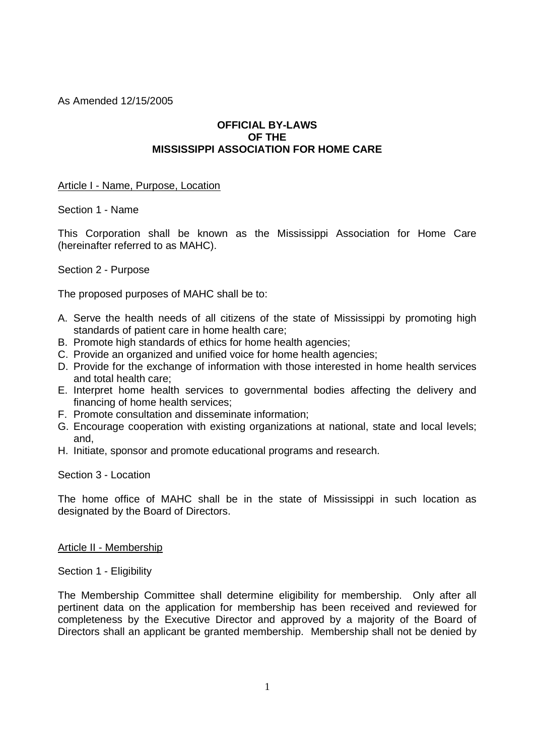As Amended 12/15/2005

# OFFICIAL BY-LAWS OF THE MISSISSIPPI ASSOCIATION FOR HOME CARE

## Article I - Name, Purpose, Location

### Section 1 - Name

This Corporation shall be known as the Mississippi Association for Home Care (hereinafter referred to as MAHC).

### Section 2 - Purpose

The proposed purposes of MAHC shall be to:

A. Serve the health needs of all citizens of the state of Mississippi by promoting high standards of patient care in home health care;
B. Promote high standards of ethics for home health agencies;
C. Provide an organized and unified voice for home health agencies;
D. Provide for the exchange of information with those interested in home health services and total health care;
E. Interpret home health services to governmental bodies affecting the delivery and financing of home health services;
F. Promote consultation and disseminate information;
G. Encourage cooperation with existing organizations at national, state and local levels; and,
H. Initiate, sponsor and promote educational programs and research.

### Section 3 - Location

The home office of MAHC shall be in the state of Mississippi in such location as designated by the Board of Directors.

## Article II - Membership

### Section 1 - Eligibility

The Membership Committee shall determine eligibility for membership. Only after all pertinent data on the application for membership has been received and reviewed for completeness by the Executive Director and approved by a majority of the Board of Directors shall an applicant be granted membership. Membership shall not be denied by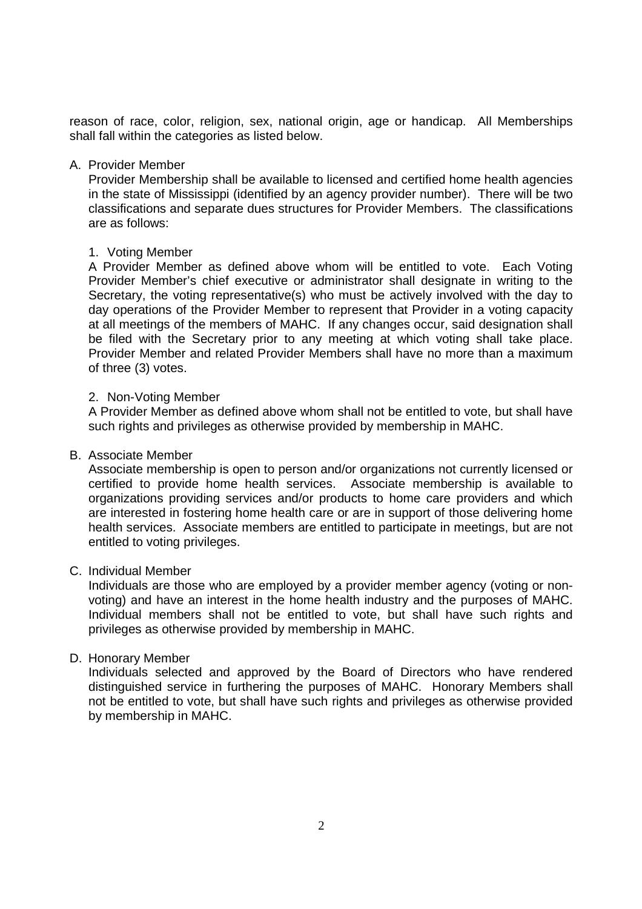reason of race, color, religion, sex, national origin, age or handicap. All Memberships shall fall within the categories as listed below.

A. Provider Member

Provider Membership shall be available to licensed and certified home health agencies in the state of Mississippi (identified by an agency provider number). There will be two classifications and separate dues structures for Provider Members. The classifications are as follows:

1. Voting Member

A Provider Member as defined above whom will be entitled to vote. Each Voting Provider Member's chief executive or administrator shall designate in writing to the Secretary, the voting representative(s) who must be actively involved with the day to day operations of the Provider Member to represent that Provider in a voting capacity at all meetings of the members of MAHC. If any changes occur, said designation shall be filed with the Secretary prior to any meeting at which voting shall take place. Provider Member and related Provider Members shall have no more than a maximum of three (3) votes.

2. Non-Voting Member

A Provider Member as defined above whom shall not be entitled to vote, but shall have such rights and privileges as otherwise provided by membership in MAHC.

B. Associate Member

Associate membership is open to person and/or organizations not currently licensed or certified to provide home health services. Associate membership is available to organizations providing services and/or products to home care providers and which are interested in fostering home health care or are in support of those delivering home health services. Associate members are entitled to participate in meetings, but are not entitled to voting privileges.

C. Individual Member

Individuals are those who are employed by a provider member agency (voting or non-voting) and have an interest in the home health industry and the purposes of MAHC. Individual members shall not be entitled to vote, but shall have such rights and privileges as otherwise provided by membership in MAHC.

D. Honorary Member

Individuals selected and approved by the Board of Directors who have rendered distinguished service in furthering the purposes of MAHC. Honorary Members shall not be entitled to vote, but shall have such rights and privileges as otherwise provided by membership in MAHC.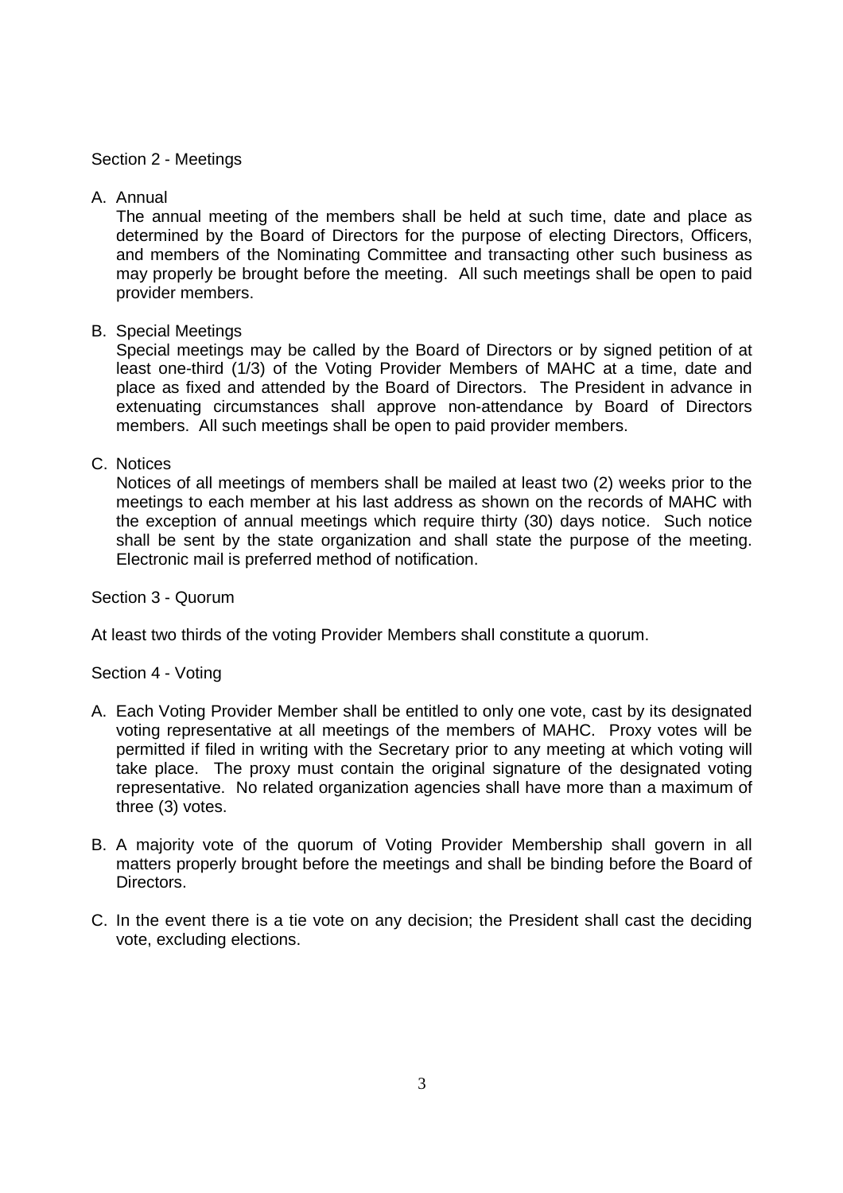## Section 2 - Meetings

A. Annual

   The annual meeting of the members shall be held at such time, date and place as determined by the Board of Directors for the purpose of electing Directors, Officers, and members of the Nominating Committee and transacting other such business as may properly be brought before the meeting. All such meetings shall be open to paid provider members.

B. Special Meetings

   Special meetings may be called by the Board of Directors or by signed petition of at least one-third (1/3) of the Voting Provider Members of MAHC at a time, date and place as fixed and attended by the Board of Directors. The President in advance in extenuating circumstances shall approve non-attendance by Board of Directors members. All such meetings shall be open to paid provider members.

C. Notices

   Notices of all meetings of members shall be mailed at least two (2) weeks prior to the meetings to each member at his last address as shown on the records of MAHC with the exception of annual meetings which require thirty (30) days notice. Such notice shall be sent by the state organization and shall state the purpose of the meeting. Electronic mail is preferred method of notification.

## Section 3 - Quorum

At least two thirds of the voting Provider Members shall constitute a quorum.

## Section 4 - Voting

A. Each Voting Provider Member shall be entitled to only one vote, cast by its designated voting representative at all meetings of the members of MAHC. Proxy votes will be permitted if filed in writing with the Secretary prior to any meeting at which voting will take place. The proxy must contain the original signature of the designated voting representative. No related organization agencies shall have more than a maximum of three (3) votes.

B. A majority vote of the quorum of Voting Provider Membership shall govern in all matters properly brought before the meetings and shall be binding before the Board of Directors.

C. In the event there is a tie vote on any decision; the President shall cast the deciding vote, excluding elections.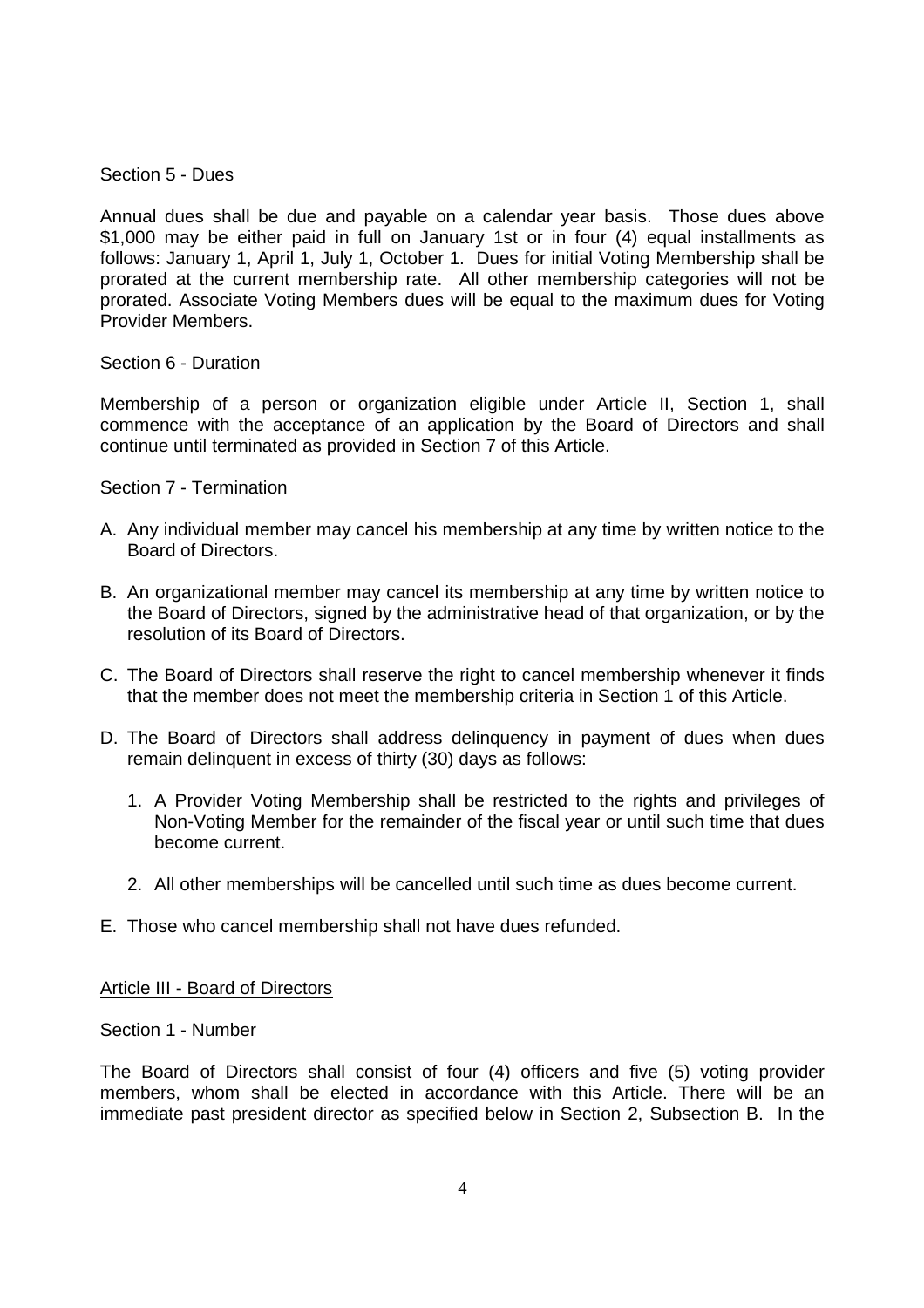Section 5 - Dues

Annual dues shall be due and payable on a calendar year basis. Those dues above $1,000 may be either paid in full on January 1st or in four (4) equal installments as follows: January 1, April 1, July 1, October 1. Dues for initial Voting Membership shall be prorated at the current membership rate. All other membership categories will not be prorated. Associate Voting Members dues will be equal to the maximum dues for Voting Provider Members.

Section 6 - Duration

Membership of a person or organization eligible under Article II, Section 1, shall commence with the acceptance of an application by the Board of Directors and shall continue until terminated as provided in Section 7 of this Article.

Section 7 - Termination

A. Any individual member may cancel his membership at any time by written notice to the Board of Directors.

B. An organizational member may cancel its membership at any time by written notice to the Board of Directors, signed by the administrative head of that organization, or by the resolution of its Board of Directors.

C. The Board of Directors shall reserve the right to cancel membership whenever it finds that the member does not meet the membership criteria in Section 1 of this Article.

D. The Board of Directors shall address delinquency in payment of dues when dues remain delinquent in excess of thirty (30) days as follows:

   1. A Provider Voting Membership shall be restricted to the rights and privileges of Non-Voting Member for the remainder of the fiscal year or until such time that dues become current.

   2. All other memberships will be cancelled until such time as dues become current.

E. Those who cancel membership shall not have dues refunded.

## Article III - Board of Directors

Section 1 - Number

The Board of Directors shall consist of four (4) officers and five (5) voting provider members, whom shall be elected in accordance with this Article. There will be an immediate past president director as specified below in Section 2, Subsection B. In the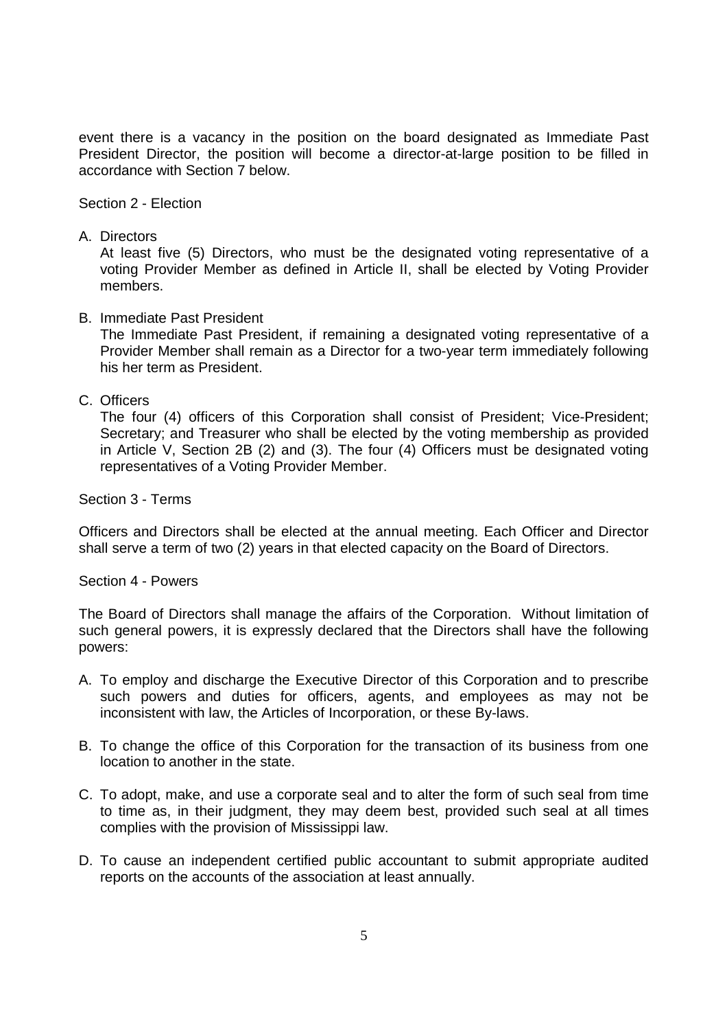event there is a vacancy in the position on the board designated as Immediate Past President Director, the position will become a director-at-large position to be filled in accordance with Section 7 below.

Section 2 - Election

A. Directors

   At least five (5) Directors, who must be the designated voting representative of a voting Provider Member as defined in Article II, shall be elected by Voting Provider members.

B. Immediate Past President

   The Immediate Past President, if remaining a designated voting representative of a Provider Member shall remain as a Director for a two-year term immediately following his her term as President.

C. Officers

   The four (4) officers of this Corporation shall consist of President; Vice-President; Secretary; and Treasurer who shall be elected by the voting membership as provided in Article V, Section 2B (2) and (3). The four (4) Officers must be designated voting representatives of a Voting Provider Member.

Section 3 - Terms

Officers and Directors shall be elected at the annual meeting. Each Officer and Director shall serve a term of two (2) years in that elected capacity on the Board of Directors.

Section 4 - Powers

The Board of Directors shall manage the affairs of the Corporation. Without limitation of such general powers, it is expressly declared that the Directors shall have the following powers:

A. To employ and discharge the Executive Director of this Corporation and to prescribe such powers and duties for officers, agents, and employees as may not be inconsistent with law, the Articles of Incorporation, or these By-laws.

B. To change the office of this Corporation for the transaction of its business from one location to another in the state.

C. To adopt, make, and use a corporate seal and to alter the form of such seal from time to time as, in their judgment, they may deem best, provided such seal at all times complies with the provision of Mississippi law.

D. To cause an independent certified public accountant to submit appropriate audited reports on the accounts of the association at least annually.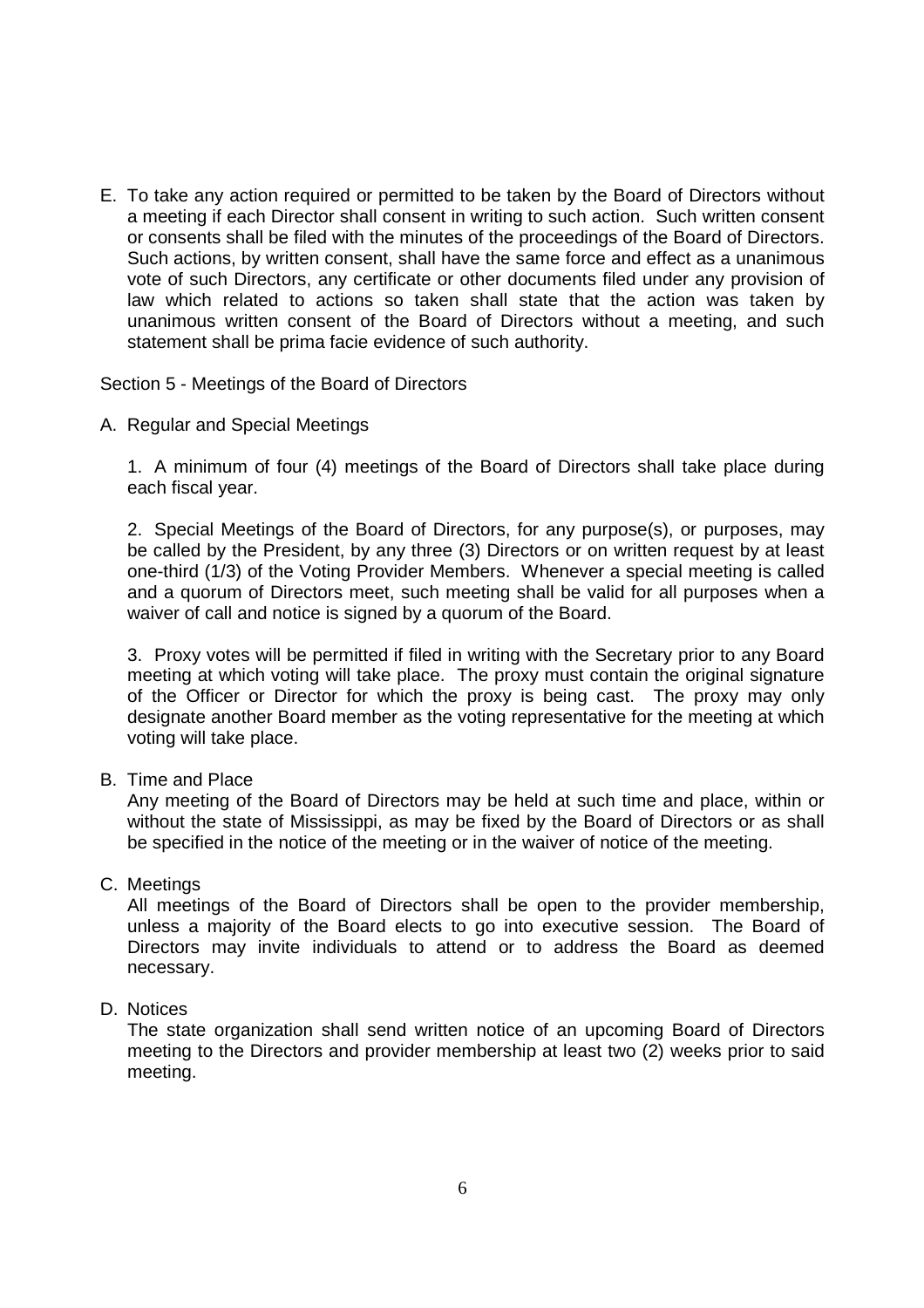E. To take any action required or permitted to be taken by the Board of Directors without a meeting if each Director shall consent in writing to such action. Such written consent or consents shall be filed with the minutes of the proceedings of the Board of Directors. Such actions, by written consent, shall have the same force and effect as a unanimous vote of such Directors, any certificate or other documents filed under any provision of law which related to actions so taken shall state that the action was taken by unanimous written consent of the Board of Directors without a meeting, and such statement shall be prima facie evidence of such authority.

Section 5 - Meetings of the Board of Directors

A. Regular and Special Meetings

1. A minimum of four (4) meetings of the Board of Directors shall take place during each fiscal year.

2. Special Meetings of the Board of Directors, for any purpose(s), or purposes, may be called by the President, by any three (3) Directors or on written request by at least one-third (1/3) of the Voting Provider Members. Whenever a special meeting is called and a quorum of Directors meet, such meeting shall be valid for all purposes when a waiver of call and notice is signed by a quorum of the Board.

3. Proxy votes will be permitted if filed in writing with the Secretary prior to any Board meeting at which voting will take place. The proxy must contain the original signature of the Officer or Director for which the proxy is being cast. The proxy may only designate another Board member as the voting representative for the meeting at which voting will take place.

B. Time and Place

Any meeting of the Board of Directors may be held at such time and place, within or without the state of Mississippi, as may be fixed by the Board of Directors or as shall be specified in the notice of the meeting or in the waiver of notice of the meeting.

C. Meetings

All meetings of the Board of Directors shall be open to the provider membership, unless a majority of the Board elects to go into executive session. The Board of Directors may invite individuals to attend or to address the Board as deemed necessary.

D. Notices

The state organization shall send written notice of an upcoming Board of Directors meeting to the Directors and provider membership at least two (2) weeks prior to said meeting.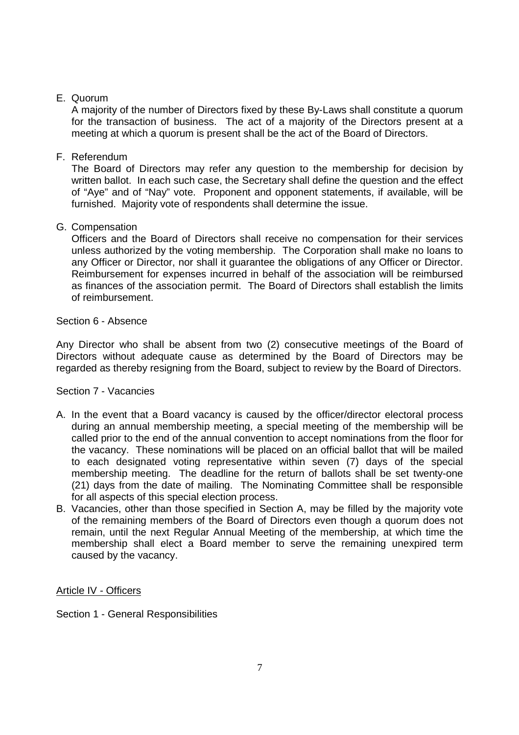E. Quorum

   A majority of the number of Directors fixed by these By-Laws shall constitute a quorum for the transaction of business. The act of a majority of the Directors present at a meeting at which a quorum is present shall be the act of the Board of Directors.

F. Referendum

   The Board of Directors may refer any question to the membership for decision by written ballot. In each such case, the Secretary shall define the question and the effect of "Aye" and of "Nay" vote. Proponent and opponent statements, if available, will be furnished. Majority vote of respondents shall determine the issue.

G. Compensation

   Officers and the Board of Directors shall receive no compensation for their services unless authorized by the voting membership. The Corporation shall make no loans to any Officer or Director, nor shall it guarantee the obligations of any Officer or Director. Reimbursement for expenses incurred in behalf of the association will be reimbursed as finances of the association permit. The Board of Directors shall establish the limits of reimbursement.

Section 6 - Absence

Any Director who shall be absent from two (2) consecutive meetings of the Board of Directors without adequate cause as determined by the Board of Directors may be regarded as thereby resigning from the Board, subject to review by the Board of Directors.

Section 7 - Vacancies

A. In the event that a Board vacancy is caused by the officer/director electoral process during an annual membership meeting, a special meeting of the membership will be called prior to the end of the annual convention to accept nominations from the floor for the vacancy. These nominations will be placed on an official ballot that will be mailed to each designated voting representative within seven (7) days of the special membership meeting. The deadline for the return of ballots shall be set twenty-one (21) days from the date of mailing. The Nominating Committee shall be responsible for all aspects of this special election process.
B. Vacancies, other than those specified in Section A, may be filled by the majority vote of the remaining members of the Board of Directors even though a quorum does not remain, until the next Regular Annual Meeting of the membership, at which time the membership shall elect a Board member to serve the remaining unexpired term caused by the vacancy.

Article IV - Officers

Section 1 - General Responsibilities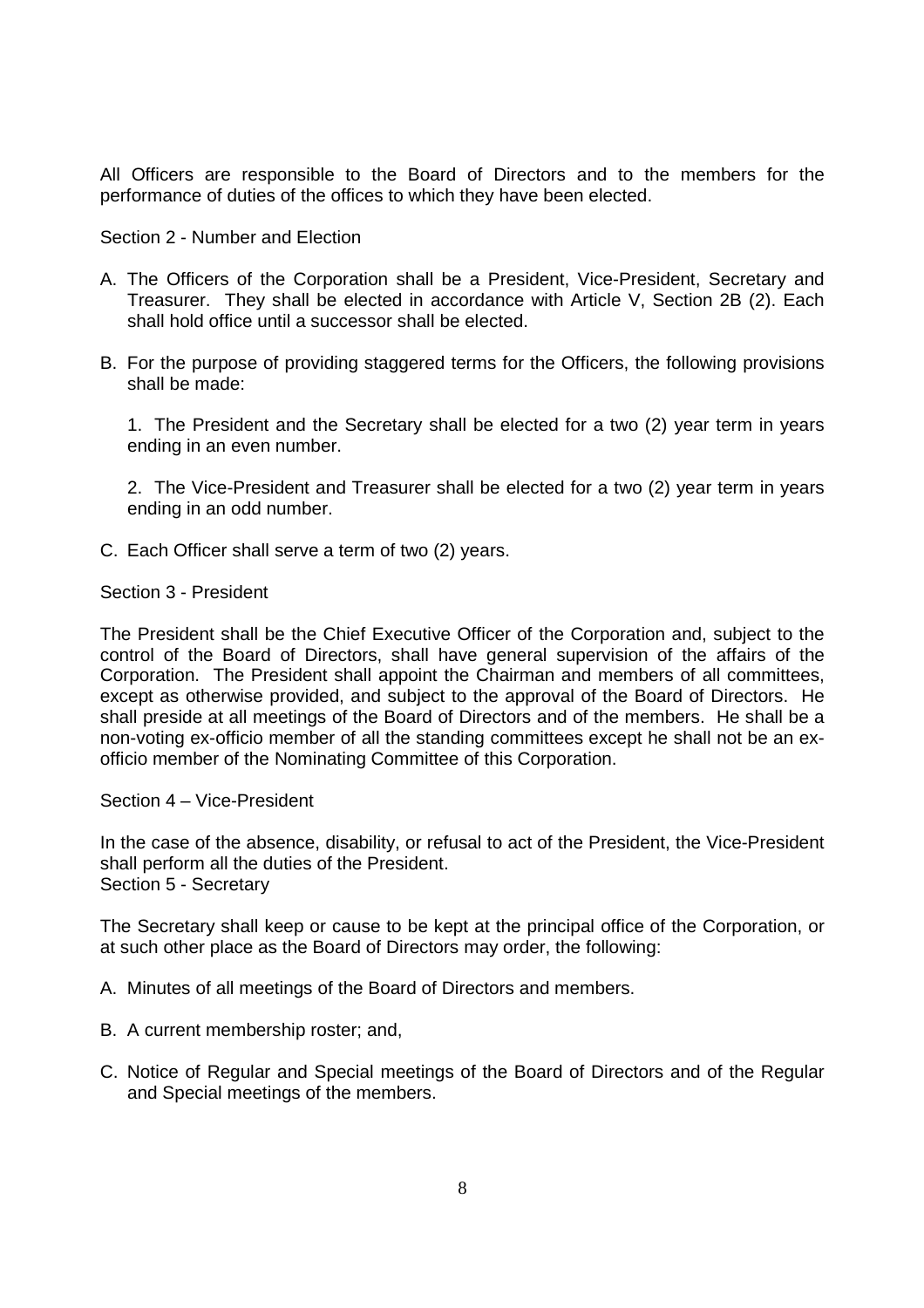All Officers are responsible to the Board of Directors and to the members for the performance of duties of the offices to which they have been elected.

Section 2 - Number and Election

A. The Officers of the Corporation shall be a President, Vice-President, Secretary and Treasurer. They shall be elected in accordance with Article V, Section 2B (2). Each shall hold office until a successor shall be elected.

B. For the purpose of providing staggered terms for the Officers, the following provisions shall be made:

   1. The President and the Secretary shall be elected for a two (2) year term in years ending in an even number.

   2. The Vice-President and Treasurer shall be elected for a two (2) year term in years ending in an odd number.

C. Each Officer shall serve a term of two (2) years.

Section 3 - President

The President shall be the Chief Executive Officer of the Corporation and, subject to the control of the Board of Directors, shall have general supervision of the affairs of the Corporation. The President shall appoint the Chairman and members of all committees, except as otherwise provided, and subject to the approval of the Board of Directors. He shall preside at all meetings of the Board of Directors and of the members. He shall be a non-voting ex-officio member of all the standing committees except he shall not be an ex-officio member of the Nominating Committee of this Corporation.

Section 4 – Vice-President

In the case of the absence, disability, or refusal to act of the President, the Vice-President shall perform all the duties of the President.

Section 5 - Secretary

The Secretary shall keep or cause to be kept at the principal office of the Corporation, or at such other place as the Board of Directors may order, the following:

A. Minutes of all meetings of the Board of Directors and members.

B. A current membership roster; and,

C. Notice of Regular and Special meetings of the Board of Directors and of the Regular and Special meetings of the members.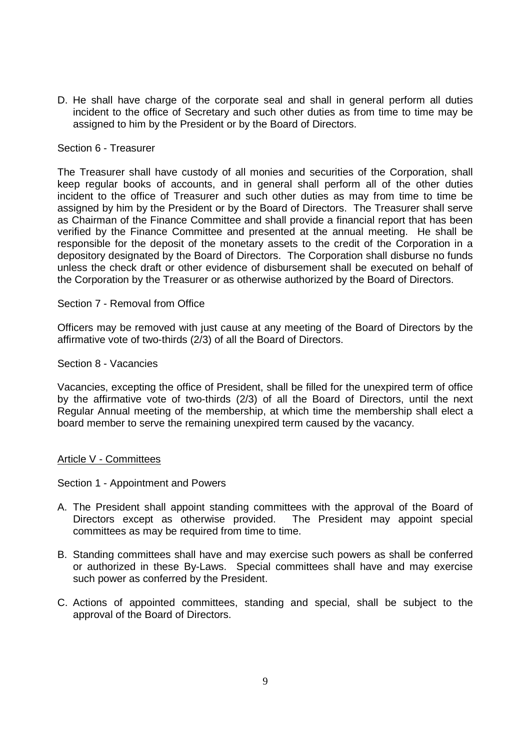D. He shall have charge of the corporate seal and shall in general perform all duties incident to the office of Secretary and such other duties as from time to time may be assigned to him by the President or by the Board of Directors.

Section 6 - Treasurer

The Treasurer shall have custody of all monies and securities of the Corporation, shall keep regular books of accounts, and in general shall perform all of the other duties incident to the office of Treasurer and such other duties as may from time to time be assigned by him by the President or by the Board of Directors. The Treasurer shall serve as Chairman of the Finance Committee and shall provide a financial report that has been verified by the Finance Committee and presented at the annual meeting. He shall be responsible for the deposit of the monetary assets to the credit of the Corporation in a depository designated by the Board of Directors. The Corporation shall disburse no funds unless the check draft or other evidence of disbursement shall be executed on behalf of the Corporation by the Treasurer or as otherwise authorized by the Board of Directors.

Section 7 - Removal from Office

Officers may be removed with just cause at any meeting of the Board of Directors by the affirmative vote of two-thirds (2/3) of all the Board of Directors.

Section 8 - Vacancies

Vacancies, excepting the office of President, shall be filled for the unexpired term of office by the affirmative vote of two-thirds (2/3) of all the Board of Directors, until the next Regular Annual meeting of the membership, at which time the membership shall elect a board member to serve the remaining unexpired term caused by the vacancy.

## Article V - Committees

Section 1 - Appointment and Powers

A. The President shall appoint standing committees with the approval of the Board of Directors except as otherwise provided. The President may appoint special committees as may be required from time to time.

B. Standing committees shall have and may exercise such powers as shall be conferred or authorized in these By-Laws. Special committees shall have and may exercise such power as conferred by the President.

C. Actions of appointed committees, standing and special, shall be subject to the approval of the Board of Directors.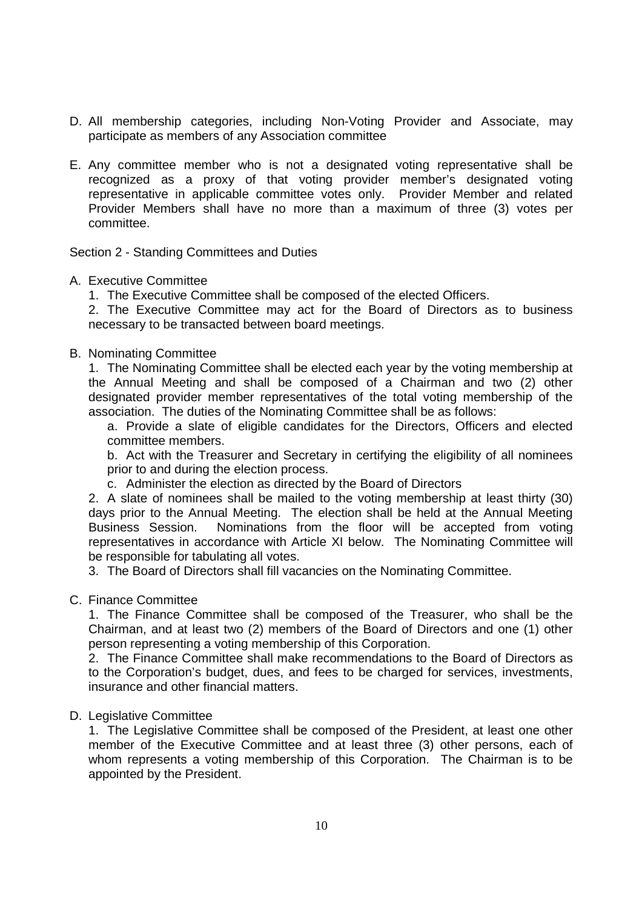D. All membership categories, including Non-Voting Provider and Associate, may participate as members of any Association committee

E. Any committee member who is not a designated voting representative shall be recognized as a proxy of that voting provider member's designated voting representative in applicable committee votes only. Provider Member and related Provider Members shall have no more than a maximum of three (3) votes per committee.

Section 2 - Standing Committees and Duties

A. Executive Committee

   1. The Executive Committee shall be composed of the elected Officers.

   2. The Executive Committee may act for the Board of Directors as to business necessary to be transacted between board meetings.

B. Nominating Committee

   1. The Nominating Committee shall be elected each year by the voting membership at the Annual Meeting and shall be composed of a Chairman and two (2) other designated provider member representatives of the total voting membership of the association. The duties of the Nominating Committee shall be as follows:

      a. Provide a slate of eligible candidates for the Directors, Officers and elected committee members.

      b. Act with the Treasurer and Secretary in certifying the eligibility of all nominees prior to and during the election process.

      c. Administer the election as directed by the Board of Directors

   2. A slate of nominees shall be mailed to the voting membership at least thirty (30) days prior to the Annual Meeting. The election shall be held at the Annual Meeting Business Session. Nominations from the floor will be accepted from voting representatives in accordance with Article XI below. The Nominating Committee will be responsible for tabulating all votes.

   3. The Board of Directors shall fill vacancies on the Nominating Committee.

C. Finance Committee

   1. The Finance Committee shall be composed of the Treasurer, who shall be the Chairman, and at least two (2) members of the Board of Directors and one (1) other person representing a voting membership of this Corporation.

   2. The Finance Committee shall make recommendations to the Board of Directors as to the Corporation's budget, dues, and fees to be charged for services, investments, insurance and other financial matters.

D. Legislative Committee

   1. The Legislative Committee shall be composed of the President, at least one other member of the Executive Committee and at least three (3) other persons, each of whom represents a voting membership of this Corporation. The Chairman is to be appointed by the President.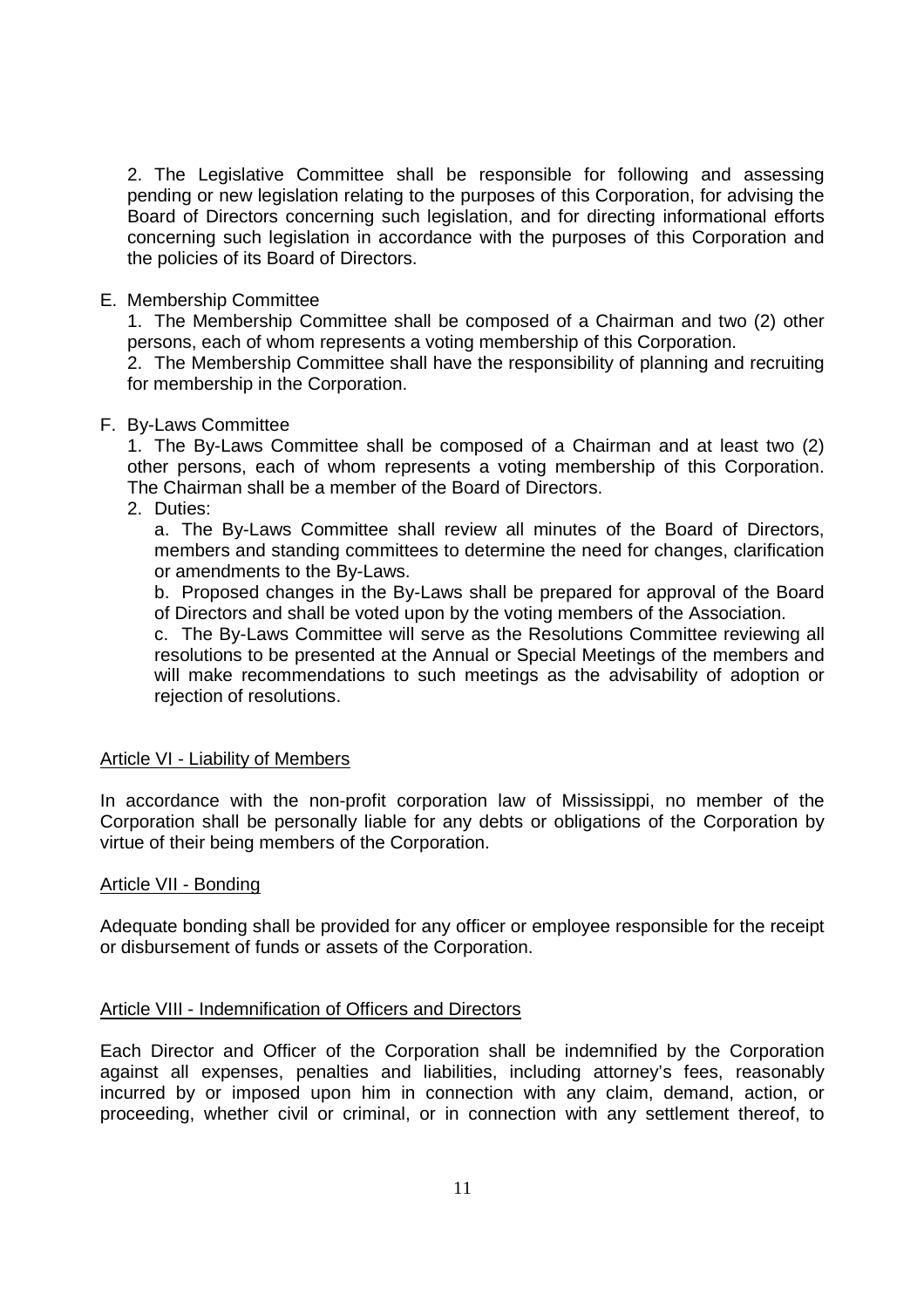2. The Legislative Committee shall be responsible for following and assessing pending or new legislation relating to the purposes of this Corporation, for advising the Board of Directors concerning such legislation, and for directing informational efforts concerning such legislation in accordance with the purposes of this Corporation and the policies of its Board of Directors.

E. Membership Committee

1. The Membership Committee shall be composed of a Chairman and two (2) other persons, each of whom represents a voting membership of this Corporation.

2. The Membership Committee shall have the responsibility of planning and recruiting for membership in the Corporation.

F. By-Laws Committee

1. The By-Laws Committee shall be composed of a Chairman and at least two (2) other persons, each of whom represents a voting membership of this Corporation. The Chairman shall be a member of the Board of Directors.

2. Duties:

a. The By-Laws Committee shall review all minutes of the Board of Directors, members and standing committees to determine the need for changes, clarification or amendments to the By-Laws.

b. Proposed changes in the By-Laws shall be prepared for approval of the Board of Directors and shall be voted upon by the voting members of the Association.

c. The By-Laws Committee will serve as the Resolutions Committee reviewing all resolutions to be presented at the Annual or Special Meetings of the members and will make recommendations to such meetings as the advisability of adoption or rejection of resolutions.

## Article VI - Liability of Members

In accordance with the non-profit corporation law of Mississippi, no member of the Corporation shall be personally liable for any debts or obligations of the Corporation by virtue of their being members of the Corporation.

## Article VII - Bonding

Adequate bonding shall be provided for any officer or employee responsible for the receipt or disbursement of funds or assets of the Corporation.

## Article VIII - Indemnification of Officers and Directors

Each Director and Officer of the Corporation shall be indemnified by the Corporation against all expenses, penalties and liabilities, including attorney's fees, reasonably incurred by or imposed upon him in connection with any claim, demand, action, or proceeding, whether civil or criminal, or in connection with any settlement thereof, to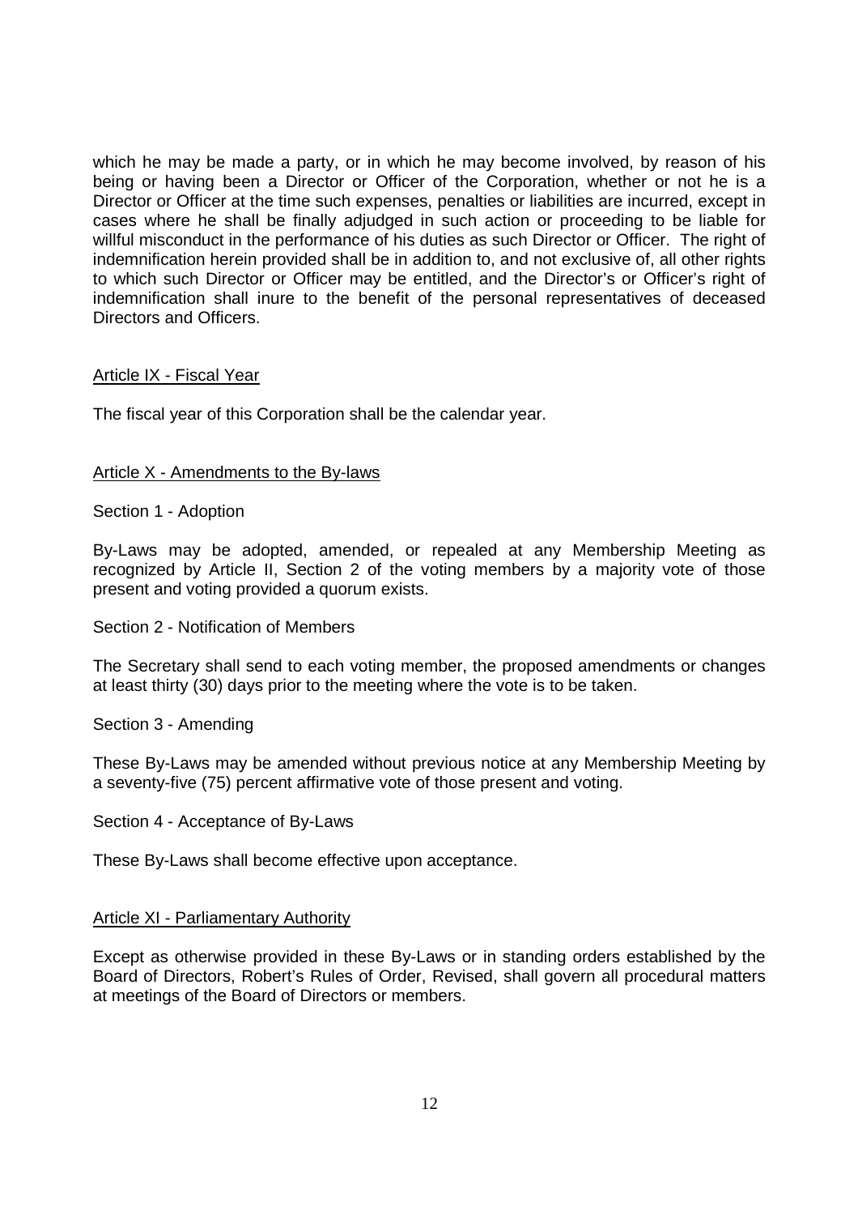which he may be made a party, or in which he may become involved, by reason of his being or having been a Director or Officer of the Corporation, whether or not he is a Director or Officer at the time such expenses, penalties or liabilities are incurred, except in cases where he shall be finally adjudged in such action or proceeding to be liable for willful misconduct in the performance of his duties as such Director or Officer. The right of indemnification herein provided shall be in addition to, and not exclusive of, all other rights to which such Director or Officer may be entitled, and the Director's or Officer's right of indemnification shall inure to the benefit of the personal representatives of deceased Directors and Officers.

<u>Article IX - Fiscal Year</u>

The fiscal year of this Corporation shall be the calendar year.

<u>Article X - Amendments to the By-laws</u>

Section 1 - Adoption

By-Laws may be adopted, amended, or repealed at any Membership Meeting as recognized by Article II, Section 2 of the voting members by a majority vote of those present and voting provided a quorum exists.

Section 2 - Notification of Members

The Secretary shall send to each voting member, the proposed amendments or changes at least thirty (30) days prior to the meeting where the vote is to be taken.

Section 3 - Amending

These By-Laws may be amended without previous notice at any Membership Meeting by a seventy-five (75) percent affirmative vote of those present and voting.

Section 4 - Acceptance of By-Laws

These By-Laws shall become effective upon acceptance.

<u>Article XI - Parliamentary Authority</u>

Except as otherwise provided in these By-Laws or in standing orders established by the Board of Directors, Robert's Rules of Order, Revised, shall govern all procedural matters at meetings of the Board of Directors or members.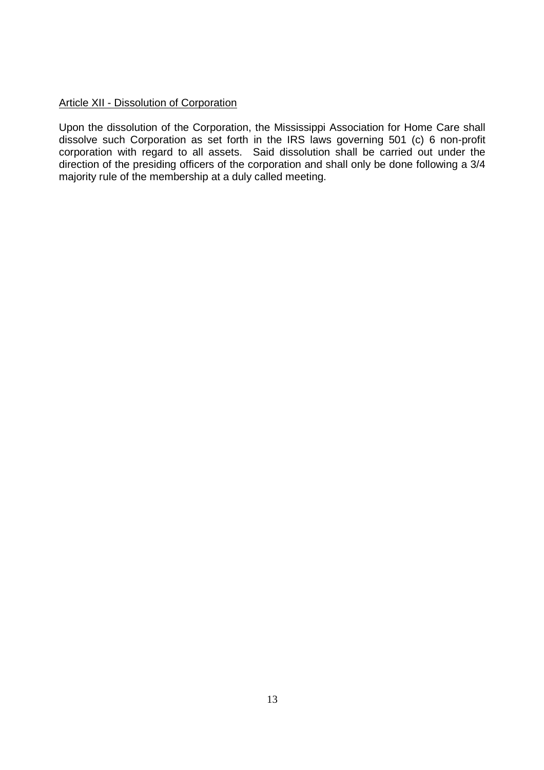<u>Article XII - Dissolution of Corporation</u>

Upon the dissolution of the Corporation, the Mississippi Association for Home Care shall dissolve such Corporation as set forth in the IRS laws governing 501 (c) 6 non-profit corporation with regard to all assets. Said dissolution shall be carried out under the direction of the presiding officers of the corporation and shall only be done following a 3/4 majority rule of the membership at a duly called meeting.